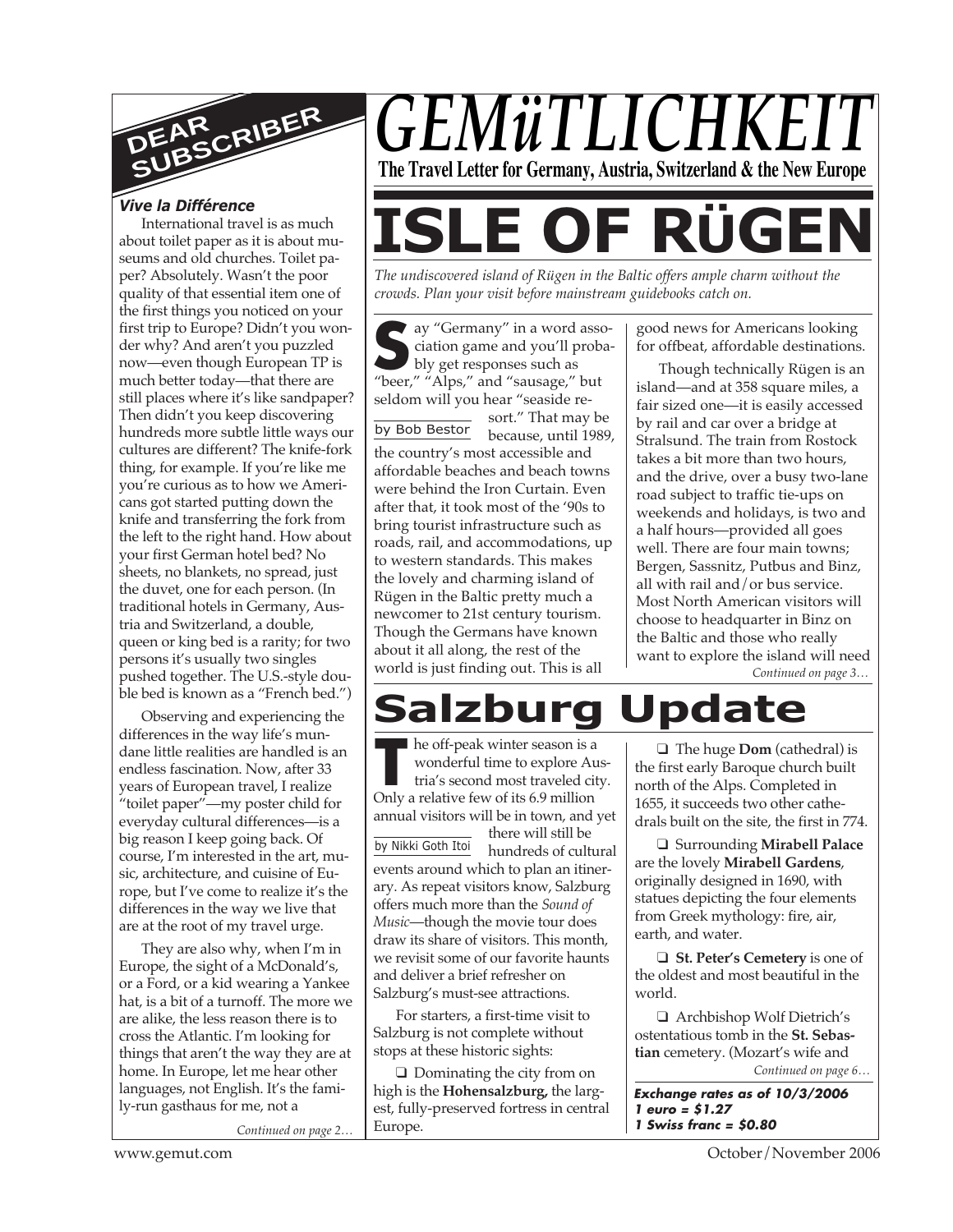# GEMüTLICHKEIT

**The Travel Letter for Germany, Austria, Switzerland & the New Europe**

## DEAR SUBSCRIBER

### *Vive la Différence*

International travel is as much about toilet paper as it is about museums and old churches. Toilet paper? Absolutely. Wasn't the poor quality of that essential item one of the first things you noticed on your first trip to Europe? Didn't you wonder why? And aren't you puzzled now—even though European TP is much better today—that there are still places where it's like sandpaper? Then didn't you keep discovering hundreds more subtle little ways our cultures are different? The knife-fork thing, for example. If you're like me you're curious as to how we Americans got started putting down the knife and transferring the fork from the left to the right hand. How about your first German hotel bed? No sheets, no blankets, no spread, just the duvet, one for each person. (In traditional hotels in Germany, Austria and Switzerland, a double, queen or king bed is a rarity; for two persons it's usually two singles pushed together. The U.S.-style double bed is known as a "French bed.")

Observing and experiencing the differences in the way life's mundane little realities are handled is an endless fascination. Now, after 33 years of European travel, I realize "toilet paper"—my poster child for everyday cultural differences—is a big reason I keep going back. Of course, I'm interested in the art, music, architecture, and cuisine of Europe, but I've come to realize it's the differences in the way we live that are at the root of my travel urge.

They are also why, when I'm in Europe, the sight of a McDonald's, or a Ford, or a kid wearing a Yankee hat, is a bit of a turnoff. The more we are alike, the less reason there is to cross the Atlantic. I'm looking for things that aren't the way they are at home. In Europe, let me hear other languages, not English. It's the family-run gasthaus for me, not a

*Continued on page 2…*

# ISLE OF RüGEN

*The undiscovered island of Rügen in the Baltic offers ample charm without the crowds. Plan your visit before mainstream guidebooks catch on.*

by Bob Bestor

Say "Germany" in a word association game and you'll probably get responses such as "beer," "Alps," and "sausage," but seldom will you hear "seaside resort." That may be because, until 1989, the country's most accessible and affordable beaches and beach towns were behind the Iron Curtain. Even after that, it took most of the '90s to bring tourist infrastructure such as roads, rail, and accommodations, up to western standards. This makes the lovely and charming island of Rügen in the Baltic pretty much a newcomer to 21st century tourism. Though the Germans have known about it all along, the rest of the world is just finding out. This is all good news for Americans looking for offbeat, affordable destinations.

Though technically Rügen is an island—and at 358 square miles, a fair sized one—it is easily accessed by rail and car over a bridge at Stralsund. The train from Rostock takes a bit more than two hours, and the drive, over a busy two-lane road subject to traffic tie-ups on weekends and holidays, is two and a half hours—provided all goes well. There are four main towns; Bergen, Sassnitz, Putbus and Binz, all with rail and/or bus service. Most North American visitors will choose to headquarter in Binz on the Baltic and those who really want to explore the island will need

*Continued on page 3…*

# Salzburg Update

by Nikki Goth Itoi

The off-peak winter season is a wonderful time to explore Austria's second most traveled city. Only a relative few of its 6.9 million annual visitors will be in town, and yet there will still be hundreds of cultural events around which to plan an itinerary. As repeat visitors know, Salzburg offers much more than the *Sound of Music*—though the movie tour does draw its share of visitors. This month, we revisit some of our favorite haunts and deliver a brief refresher on Salzburg's must-see attractions.

For starters, a first-time visit to Salzburg is not complete without stops at these historic sights:

❑ Dominating the city from on high is the **Hohensalzburg,** the largest, fully-preserved fortress in central Europe.

❑ The huge **Dom** (cathedral) is the first early Baroque church built north of the Alps. Completed in 1655, it succeeds two other cathedrals built on the site, the first in 774.

❑ Surrounding **Mirabell Palace** are the lovely **Mirabell Gardens**, originally designed in 1690, with statues depicting the four elements from Greek mythology: fire, air, earth, and water.

❑ **St. Peter's Cemetery** is one of the oldest and most beautiful in the world.

❑ Archbishop Wolf Dietrich's ostentatious tomb in the **St. Sebastian** cemetery. (Mozart's wife and

*Continued on page 6…*

***Exchange rates as of 10/3/2006***
***1 euro = $1.27***
***1 Swiss franc = $0.80***

www.gemut.com — October/November 2006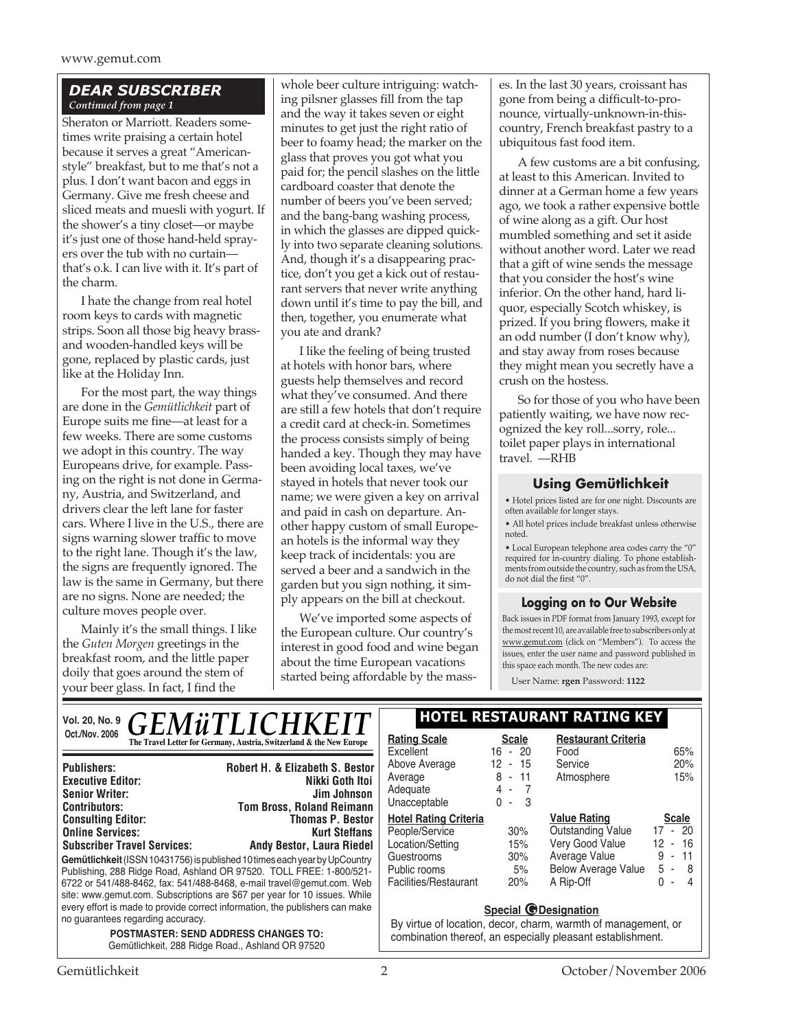## DEAR SUBSCRIBER

*Continued from page 1*

Sheraton or Marriott. Readers sometimes write praising a certain hotel because it serves a great "American-style" breakfast, but to me that's not a plus. I don't want bacon and eggs in Germany. Give me fresh cheese and sliced meats and muesli with yogurt. If the shower's a tiny closet—or maybe it's just one of those hand-held sprayers over the tub with no curtain—that's o.k. I can live with it. It's part of the charm.

I hate the change from real hotel room keys to cards with magnetic strips. Soon all those big heavy brass- and wooden-handled keys will be gone, replaced by plastic cards, just like at the Holiday Inn.

For the most part, the way things are done in the *Gemütlichkeit* part of Europe suits me fine—at least for a few weeks. There are some customs we adopt in this country. The way Europeans drive, for example. Passing on the right is not done in Germany, Austria, and Switzerland, and drivers clear the left lane for faster cars. Where I live in the U.S., there are signs warning slower traffic to move to the right lane. Though it's the law, the signs are frequently ignored. The law is the same in Germany, but there are no signs. None are needed; the culture moves people over.

Mainly it's the small things. I like the *Guten Morgen* greetings in the breakfast room, and the little paper doily that goes around the stem of your beer glass. In fact, I find the whole beer culture intriguing: watching pilsner glasses fill from the tap and the way it takes seven or eight minutes to get just the right ratio of beer to foamy head; the marker on the glass that proves you got what you paid for; the pencil slashes on the little cardboard coaster that denote the number of beers you've been served; and the bang-bang washing process, in which the glasses are dipped quickly into two separate cleaning solutions. And, though it's a disappearing practice, don't you get a kick out of restaurant servers that never write anything down until it's time to pay the bill, and then, together, you enumerate what you ate and drank?

I like the feeling of being trusted at hotels with honor bars, where guests help themselves and record what they've consumed. And there are still a few hotels that don't require a credit card at check-in. Sometimes the process consists simply of being handed a key. Though they may have been avoiding local taxes, we've stayed in hotels that never took our name; we were given a key on arrival and paid in cash on departure. Another happy custom of small European hotels is the informal way they keep track of incidentals: you are served a beer and a sandwich in the garden but you sign nothing, it simply appears on the bill at checkout.

We've imported some aspects of the European culture. Our country's interest in good food and wine began about the time European vacations started being affordable by the masses. In the last 30 years, croissant has gone from being a difficult-to-pronounce, virtually-unknown-in-this-country, French breakfast pastry to a ubiquitous fast food item.

A few customs are a bit confusing, at least to this American. Invited to dinner at a German home a few years ago, we took a rather expensive bottle of wine along as a gift. Our host mumbled something and set it aside without another word. Later we read that a gift of wine sends the message that you consider the host's wine inferior. On the other hand, hard liquor, especially Scotch whiskey, is prized. If you bring flowers, make it an odd number (I don't know why), and stay away from roses because they might mean you secretly have a crush on the hostess.

So for those of you who have been patiently waiting, we have now recognized the key roll...sorry, role... toilet paper plays in international travel. —RHB

### Using Gemütlichkeit

- Hotel prices listed are for one night. Discounts are often available for longer stays.
- All hotel prices include breakfast unless otherwise noted.
- Local European telephone area codes carry the "0" required for in-country dialing. To phone establishments from outside the country, such as from the USA, do not dial the first "0".

### Logging on to Our Website

Back issues in PDF format from January 1993, except for the most recent 10, are available free to subscribers only at www.gemut.com (click on "Members"). To access the issues, enter the user name and password published in this space each month. The new codes are:

User Name: **rgen** Password: **1122**

---

**Vol. 20, No. 9 Oct./Nov. 2006**

# GEMüTLICHKEIT

**The Travel Letter for Germany, Austria, Switzerland & the New Europe**

| | |
|---|---|
| **Publishers:** | **Robert H. & Elizabeth S. Bestor** |
| **Executive Editor:** | **Nikki Goth Itoi** |
| **Senior Writer:** | **Jim Johnson** |
| **Contributors:** | **Tom Bross, Roland Reimann** |
| **Consulting Editor:** | **Thomas P. Bestor** |
| **Online Services:** | **Kurt Steffans** |
| **Subscriber Travel Services:** | **Andy Bestor, Laura Riedel** |

**Gemütlichkeit** (ISSN 10431756) is published 10 times each year by UpCountry Publishing, 288 Ridge Road, Ashland OR 97520. TOLL FREE: 1-800/521-6722 or 541/488-8462, fax: 541/488-8468, e-mail travel@gemut.com. Web site: www.gemut.com. Subscriptions are $67 per year for 10 issues. While every effort is made to provide correct information, the publishers can make no guarantees regarding accuracy.

**POSTMASTER: SEND ADDRESS CHANGES TO:**
Gemütlichkeit, 288 Ridge Road., Ashland OR 97520

### HOTEL RESTAURANT RATING KEY

| Rating Scale | Scale |
|---|---|
| Excellent | 16 - 20 |
| Above Average | 12 - 15 |
| Average | 8 - 11 |
| Adequate | 4 - 7 |
| Unacceptable | 0 - 3 |

| Restaurant Criteria | |
|---|---|
| Food | 65% |
| Service | 20% |
| Atmosphere | 15% |

| Hotel Rating Criteria | |
|---|---|
| People/Service | 30% |
| Location/Setting | 15% |
| Guestrooms | 30% |
| Public rooms | 5% |
| Facilities/Restaurant | 20% |

| Value Rating | Scale |
|---|---|
| Outstanding Value | 17 - 20 |
| Very Good Value | 12 - 16 |
| Average Value | 9 - 11 |
| Below Average Value | 5 - 8 |
| A Rip-Off | 0 - 4 |

**Special G Designation**

By virtue of location, decor, charm, warmth of management, or combination thereof, an especially pleasant establishment.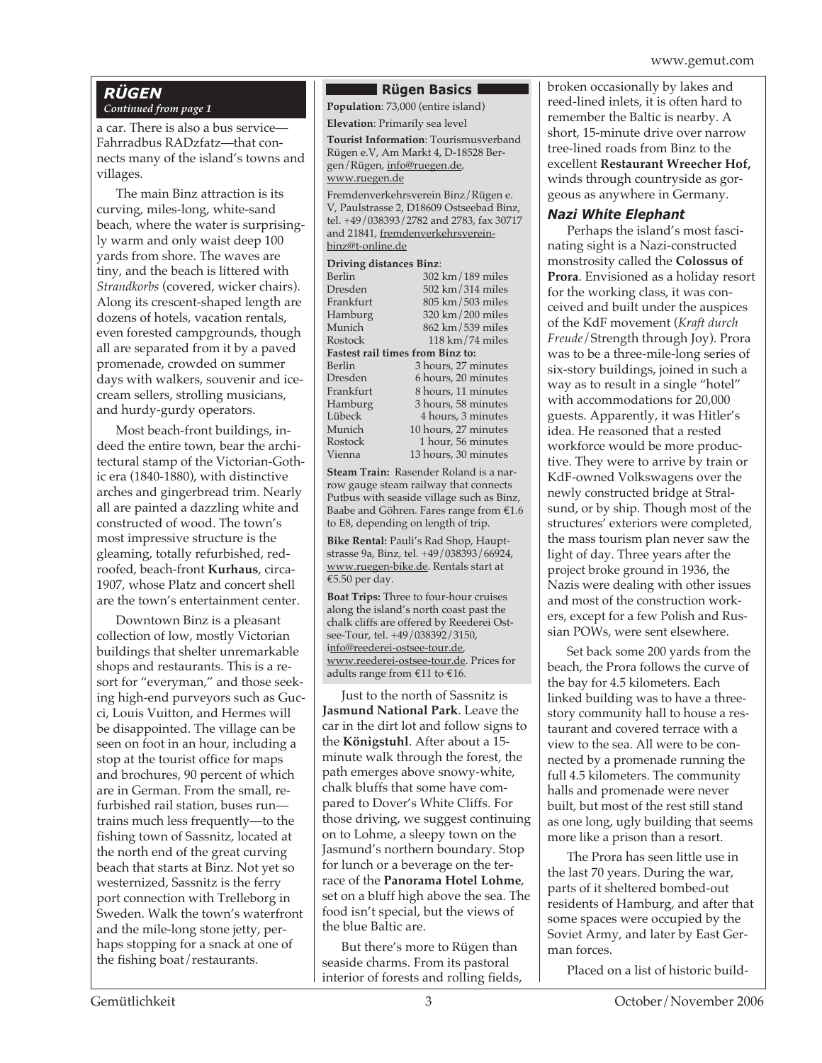## RÜGEN

*Continued from page 1*

a car. There is also a bus service—Fahrradbus RADzfatz—that connects many of the island's towns and villages.

The main Binz attraction is its curving, miles-long, white-sand beach, where the water is surprisingly warm and only waist deep 100 yards from shore. The waves are tiny, and the beach is littered with *Strandkorbs* (covered, wicker chairs). Along its crescent-shaped length are dozens of hotels, vacation rentals, even forested campgrounds, though all are separated from it by a paved promenade, crowded on summer days with walkers, souvenir and ice-cream sellers, strolling musicians, and hurdy-gurdy operators.

Most beach-front buildings, indeed the entire town, bear the architectural stamp of the Victorian-Gothic era (1840-1880), with distinctive arches and gingerbread trim. Nearly all are painted a dazzling white and constructed of wood. The town's most impressive structure is the gleaming, totally refurbished, red-roofed, beach-front **Kurhaus**, circa-1907, whose Platz and concert shell are the town's entertainment center.

Downtown Binz is a pleasant collection of low, mostly Victorian buildings that shelter unremarkable shops and restaurants. This is a resort for "everyman," and those seeking high-end purveyors such as Gucci, Louis Vuitton, and Hermes will be disappointed. The village can be seen on foot in an hour, including a stop at the tourist office for maps and brochures, 90 percent of which are in German. From the small, refurbished rail station, buses run—trains much less frequently—to the fishing town of Sassnitz, located at the north end of the great curving beach that starts at Binz. Not yet so westernized, Sassnitz is the ferry port connection with Trelleborg in Sweden. Walk the town's waterfront and the mile-long stone jetty, perhaps stopping for a snack at one of the fishing boat/restaurants.

### Rügen Basics

**Population**: 73,000 (entire island)

**Elevation**: Primarily sea level

**Tourist Information**: Tourismusverband Rügen e.V, Am Markt 4, D-18528 Bergen/Rügen, info@ruegen.de, www.ruegen.de

Fremdenverkehrsverein Binz/Rügen e. V, Paulstrasse 2, D18609 Ostseebad Binz, tel. +49/038393/2782 and 2783, fax 30717 and 21841, fremdenverkehrsverein-binz@t-online.de

**Driving distances Binz**:

| | |
|---|---|
| Berlin | 302 km/189 miles |
| Dresden | 502 km/314 miles |
| Frankfurt | 805 km/503 miles |
| Hamburg | 320 km/200 miles |
| Munich | 862 km/539 miles |
| Rostock | 118 km/74 miles |

**Fastest rail times from Binz to:**

| | |
|---|---|
| Berlin | 3 hours, 27 minutes |
| Dresden | 6 hours, 20 minutes |
| Frankfurt | 8 hours, 11 minutes |
| Hamburg | 3 hours, 58 minutes |
| Lübeck | 4 hours, 3 minutes |
| Munich | 10 hours, 27 minutes |
| Rostock | 1 hour, 56 minutes |
| Vienna | 13 hours, 30 minutes |

**Steam Train:** Rasender Roland is a narrow gauge steam railway that connects Putbus with seaside village such as Binz, Baabe and Göhren. Fares range from €1.6 to E8, depending on length of trip.

**Bike Rental:** Pauli's Rad Shop, Hauptstrasse 9a, Binz, tel. +49/038393/66924, www.ruegen-bike.de. Rentals start at €5.50 per day.

**Boat Trips:** Three to four-hour cruises along the island's north coast past the chalk cliffs are offered by Reederei Ostsee-Tour, tel. +49/038392/3150, info@reederei-ostsee-tour.de, www.reederei-ostsee-tour.de. Prices for adults range from €11 to €16.

Just to the north of Sassnitz is **Jasmund National Park**. Leave the car in the dirt lot and follow signs to the **Königstuhl**. After about a 15-minute walk through the forest, the path emerges above snowy-white, chalk bluffs that some have compared to Dover's White Cliffs. For those driving, we suggest continuing on to Lohme, a sleepy town on the Jasmund's northern boundary. Stop for lunch or a beverage on the terrace of the **Panorama Hotel Lohme**, set on a bluff high above the sea. The food isn't special, but the views of the blue Baltic are.

But there's more to Rügen than seaside charms. From its pastoral interior of forests and rolling fields, broken occasionally by lakes and reed-lined inlets, it is often hard to remember the Baltic is nearby. A short, 15-minute drive over narrow tree-lined roads from Binz to the excellent **Restaurant Wreecher Hof,** winds through countryside as gorgeous as anywhere in Germany.

### Nazi White Elephant

Perhaps the island's most fascinating sight is a Nazi-constructed monstrosity called the **Colossus of Prora**. Envisioned as a holiday resort for the working class, it was conceived and built under the auspices of the KdF movement (*Kraft durch Freude*/Strength through Joy). Prora was to be a three-mile-long series of six-story buildings, joined in such a way as to result in a single "hotel" with accommodations for 20,000 guests. Apparently, it was Hitler's idea. He reasoned that a rested workforce would be more productive. They were to arrive by train or KdF-owned Volkswagens over the newly constructed bridge at Stralsund, or by ship. Though most of the structures' exteriors were completed, the mass tourism plan never saw the light of day. Three years after the project broke ground in 1936, the Nazis were dealing with other issues and most of the construction workers, except for a few Polish and Russian POWs, were sent elsewhere.

Set back some 200 yards from the beach, the Prora follows the curve of the bay for 4.5 kilometers. Each linked building was to have a three-story community hall to house a restaurant and covered terrace with a view to the sea. All were to be connected by a promenade running the full 4.5 kilometers. The community halls and promenade were never built, but most of the rest still stand as one long, ugly building that seems more like a prison than a resort.

The Prora has seen little use in the last 70 years. During the war, parts of it sheltered bombed-out residents of Hamburg, and after that some spaces were occupied by the Soviet Army, and later by East German forces.

Placed on a list of historic build-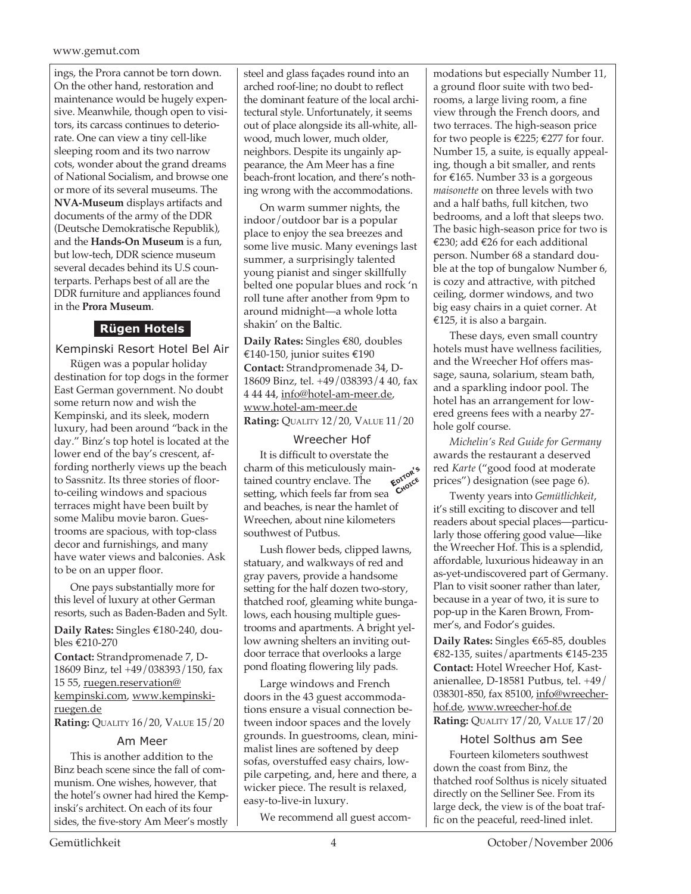ings, the Prora cannot be torn down. On the other hand, restoration and maintenance would be hugely expensive. Meanwhile, though open to visitors, its carcass continues to deteriorate. One can view a tiny cell-like sleeping room and its two narrow cots, wonder about the grand dreams of National Socialism, and browse one or more of its several museums. The **NVA-Museum** displays artifacts and documents of the army of the DDR (Deutsche Demokratische Republik), and the **Hands-On Museum** is a fun, but low-tech, DDR science museum several decades behind its U.S counterparts. Perhaps best of all are the DDR furniture and appliances found in the **Prora Museum**.

## Rügen Hotels

### Kempinski Resort Hotel Bel Air

Rügen was a popular holiday destination for top dogs in the former East German government. No doubt some return now and wish the Kempinski, and its sleek, modern luxury, had been around "back in the day." Binz's top hotel is located at the lower end of the bay's crescent, affording northerly views up the beach to Sassnitz. Its three stories of floor-to-ceiling windows and spacious terraces might have been built by some Malibu movie baron. Guestrooms are spacious, with top-class decor and furnishings, and many have water views and balconies. Ask to be on an upper floor.

One pays substantially more for this level of luxury at other German resorts, such as Baden-Baden and Sylt.

**Daily Rates:** Singles €180-240, doubles €210-270
**Contact:** Strandpromenade 7, D-18609 Binz, tel +49/038393/150, fax 15 55, ruegen.reservation@kempinski.com, www.kempinski-ruegen.de
**Rating:** QUALITY 16/20, VALUE 15/20

### Am Meer

This is another addition to the Binz beach scene since the fall of communism. One wishes, however, that the hotel's owner had hired the Kempinski's architect. On each of its four sides, the five-story Am Meer's mostly steel and glass façades round into an arched roof-line; no doubt to reflect the dominant feature of the local architectural style. Unfortunately, it seems out of place alongside its all-white, all-wood, much lower, much older, neighbors. Despite its ungainly appearance, the Am Meer has a fine beach-front location, and there's nothing wrong with the accommodations.

On warm summer nights, the indoor/outdoor bar is a popular place to enjoy the sea breezes and some live music. Many evenings last summer, a surprisingly talented young pianist and singer skillfully belted one popular blues and rock 'n roll tune after another from 9pm to around midnight—a whole lotta shakin' on the Baltic.

**Daily Rates:** Singles €80, doubles €140-150, junior suites €190
**Contact:** Strandpromenade 34, D-18609 Binz, tel. +49/038393/4 40, fax 4 44 44, info@hotel-am-meer.de, www.hotel-am-meer.de
**Rating:** QUALITY 12/20, VALUE 11/20

### Wreecher Hof

EDITOR'S CHOICE

It is difficult to overstate the charm of this meticulously maintained country enclave. The setting, which feels far from sea and beaches, is near the hamlet of Wreechen, about nine kilometers southwest of Putbus.

Lush flower beds, clipped lawns, statuary, and walkways of red and gray pavers, provide a handsome setting for the half dozen two-story, thatched roof, gleaming white bungalows, each housing multiple guestrooms and apartments. A bright yellow awning shelters an inviting outdoor terrace that overlooks a large pond floating flowering lily pads.

Large windows and French doors in the 43 guest accommodations ensure a visual connection between indoor spaces and the lovely grounds. In guestrooms, clean, minimalist lines are softened by deep sofas, overstuffed easy chairs, low-pile carpeting, and, here and there, a wicker piece. The result is relaxed, easy-to-live-in luxury.

We recommend all guest accommodations but especially Number 11, a ground floor suite with two bedrooms, a large living room, a fine view through the French doors, and two terraces. The high-season price for two people is €225; €277 for four. Number 15, a suite, is equally appealing, though a bit smaller, and rents for €165. Number 33 is a gorgeous *maisonette* on three levels with two and a half baths, full kitchen, two bedrooms, and a loft that sleeps two. The basic high-season price for two is €230; add €26 for each additional person. Number 68 a standard double at the top of bungalow Number 6, is cozy and attractive, with pitched ceiling, dormer windows, and two big easy chairs in a quiet corner. At €125, it is also a bargain.

These days, even small country hotels must have wellness facilities, and the Wreecher Hof offers massage, sauna, solarium, steam bath, and a sparkling indoor pool. The hotel has an arrangement for lowered greens fees with a nearby 27-hole golf course.

*Michelin's Red Guide for Germany* awards the restaurant a deserved red *Karte* ("good food at moderate prices") designation (see page 6).

Twenty years into *Gemütlichkeit*, it's still exciting to discover and tell readers about special places—particularly those offering good value—like the Wreecher Hof. This is a splendid, affordable, luxurious hideaway in an as-yet-undiscovered part of Germany. Plan to visit sooner rather than later, because in a year of two, it is sure to pop-up in the Karen Brown, Frommer's, and Fodor's guides.

**Daily Rates:** Singles €65-85, doubles €82-135, suites/apartments €145-235
**Contact:** Hotel Wreecher Hof, Kastanienallee, D-18581 Putbus, tel. +49/038301-850, fax 85100, info@wreecher-hof.de, www.wreecher-hof.de
**Rating:** QUALITY 17/20, VALUE 17/20

### Hotel Solthus am See

Fourteen kilometers southwest down the coast from Binz, the thatched roof Solthus is nicely situated directly on the Selliner See. From its large deck, the view is of the boat traffic on the peaceful, reed-lined inlet.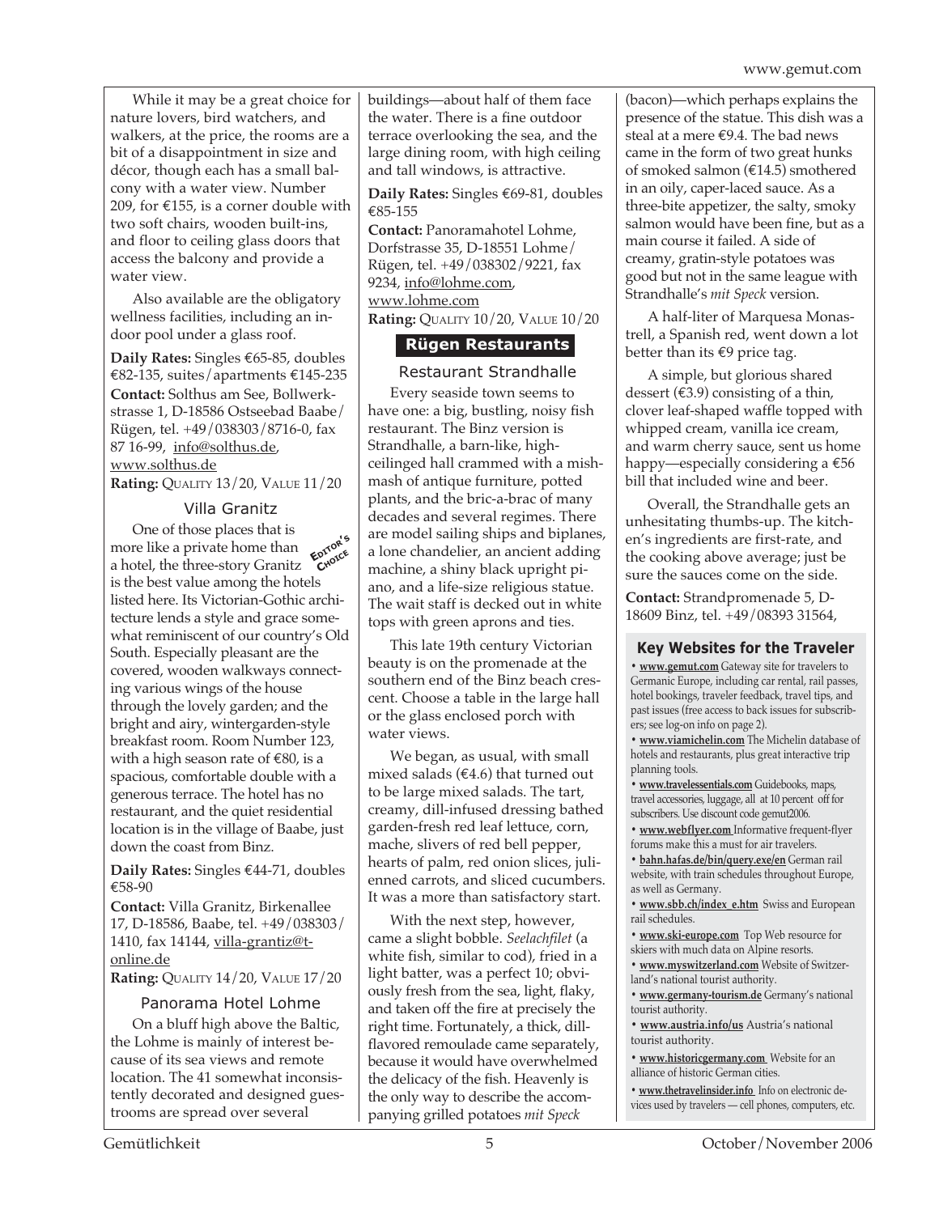While it may be a great choice for nature lovers, bird watchers, and walkers, at the price, the rooms are a bit of a disappointment in size and décor, though each has a small balcony with a water view. Number 209, for €155, is a corner double with two soft chairs, wooden built-ins, and floor to ceiling glass doors that access the balcony and provide a water view.

Also available are the obligatory wellness facilities, including an indoor pool under a glass roof.

**Daily Rates:** Singles €65-85, doubles €82-135, suites/apartments €145-235

**Contact:** Solthus am See, Bollwerkstrasse 1, D-18586 Ostseebad Baabe/Rügen, tel. +49/038303/8716-0, fax 87 16-99, info@solthus.de, www.solthus.de

**Rating:** QUALITY 13/20, VALUE 11/20

### Villa Granitz

EDITOR'S CHOICE

One of those places that is more like a private home than a hotel, the three-story Granitz is the best value among the hotels listed here. Its Victorian-Gothic architecture lends a style and grace somewhat reminiscent of our country's Old South. Especially pleasant are the covered, wooden walkways connecting various wings of the house through the lovely garden; and the bright and airy, wintergarden-style breakfast room. Room Number 123, with a high season rate of €80, is a spacious, comfortable double with a generous terrace. The hotel has no restaurant, and the quiet residential location is in the village of Baabe, just down the coast from Binz.

**Daily Rates:** Singles €44-71, doubles €58-90

**Contact:** Villa Granitz, Birkenallee 17, D-18586, Baabe, tel. +49/038303/1410, fax 14144, villa-grantiz@t-online.de

**Rating:** QUALITY 14/20, VALUE 17/20

### Panorama Hotel Lohme

On a bluff high above the Baltic, the Lohme is mainly of interest because of its sea views and remote location. The 41 somewhat inconsistently decorated and designed guestrooms are spread over several buildings—about half of them face the water. There is a fine outdoor terrace overlooking the sea, and the large dining room, with high ceiling and tall windows, is attractive.

**Daily Rates:** Singles €69-81, doubles €85-155

**Contact:** Panoramahotel Lohme, Dorfstrasse 35, D-18551 Lohme/Rügen, tel. +49/038302/9221, fax 9234, info@lohme.com, www.lohme.com

**Rating:** QUALITY 10/20, VALUE 10/20

## Rügen Restaurants

### Restaurant Strandhalle

Every seaside town seems to have one: a big, bustling, noisy fish restaurant. The Binz version is Strandhalle, a barn-like, high-ceilinged hall crammed with a mish-mash of antique furniture, potted plants, and the bric-a-brac of many decades and several regimes. There are model sailing ships and biplanes, a lone chandelier, an ancient adding machine, a shiny black upright piano, and a life-size religious statue. The wait staff is decked out in white tops with green aprons and ties.

This late 19th century Victorian beauty is on the promenade at the southern end of the Binz beach crescent. Choose a table in the large hall or the glass enclosed porch with water views.

We began, as usual, with small mixed salads (€4.6) that turned out to be large mixed salads. The tart, creamy, dill-infused dressing bathed garden-fresh red leaf lettuce, corn, mache, slivers of red bell pepper, hearts of palm, red onion slices, julienned carrots, and sliced cucumbers. It was a more than satisfactory start.

With the next step, however, came a slight bobble. *Seelachfilet* (a white fish, similar to cod), fried in a light batter, was a perfect 10; obviously fresh from the sea, light, flaky, and taken off the fire at precisely the right time. Fortunately, a thick, dill-flavored remoulade came separately, because it would have overwhelmed the delicacy of the fish. Heavenly is the only way to describe the accompanying grilled potatoes *mit Speck* (bacon)—which perhaps explains the presence of the statue. This dish was a steal at a mere €9.4. The bad news came in the form of two great hunks of smoked salmon (€14.5) smothered in an oily, caper-laced sauce. As a three-bite appetizer, the salty, smoky salmon would have been fine, but as a main course it failed. A side of creamy, gratin-style potatoes was good but not in the same league with Strandhalle's *mit Speck* version.

A half-liter of Marquesa Monastrell, a Spanish red, went down a lot better than its €9 price tag.

A simple, but glorious shared dessert (€3.9) consisting of a thin, clover leaf-shaped waffle topped with whipped cream, vanilla ice cream, and warm cherry sauce, sent us home happy—especially considering a €56 bill that included wine and beer.

Overall, the Strandhalle gets an unhesitating thumbs-up. The kitchen's ingredients are first-rate, and the cooking above average; just be sure the sauces come on the side.

**Contact:** Strandpromenade 5, D-18609 Binz, tel. +49/08393 31564,

### Key Websites for the Traveler

- **www.gemut.com** Gateway site for travelers to Germanic Europe, including car rental, rail passes, hotel bookings, traveler feedback, travel tips, and past issues (free access to back issues for subscribers; see log-on info on page 2).
- **www.viamichelin.com** The Michelin database of hotels and restaurants, plus great interactive trip planning tools.
- **www.travelessentials.com** Guidebooks, maps, travel accessories, luggage, all at 10 percent off for subscribers. Use discount code gemut2006.
- **www.webflyer.com** Informative frequent-flyer forums make this a must for air travelers.
- **bahn.hafas.de/bin/query.exe/en** German rail website, with train schedules throughout Europe, as well as Germany.
- **www.sbb.ch/index_e.htm** Swiss and European rail schedules.
- **www.ski-europe.com** Top Web resource for skiers with much data on Alpine resorts.
- **www.myswitzerland.com** Website of Switzerland's national tourist authority.
- **www.germany-tourism.de** Germany's national tourist authority.
- **www.austria.info/us** Austria's national tourist authority.
- **www.historicgermany.com** Website for an alliance of historic German cities.
- **www.thetravelinsider.info** Info on electronic devices used by travelers — cell phones, computers, etc.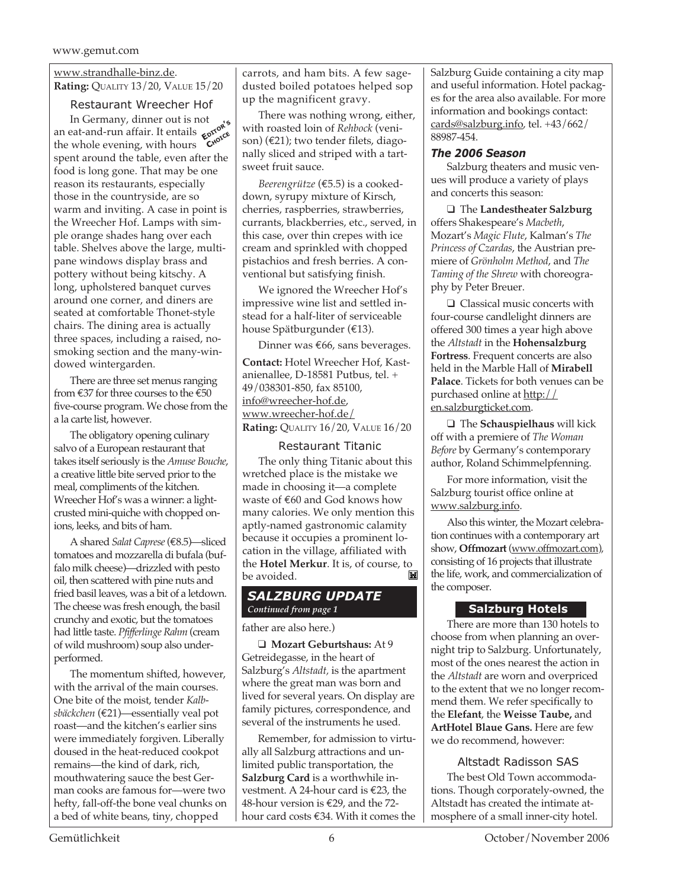www.strandhalle-binz.de.
**Rating:** QUALITY 13/20, VALUE 15/20

### Restaurant Wreecher Hof

EDITOR'S CHOICE

In Germany, dinner out is not an eat-and-run affair. It entails the whole evening, with hours spent around the table, even after the food is long gone. That may be one reason its restaurants, especially those in the countryside, are so warm and inviting. A case in point is the Wreecher Hof. Lamps with simple orange shades hang over each table. Shelves above the large, multi-pane windows display brass and pottery without being kitschy. A long, upholstered banquet curves around one corner, and diners are seated at comfortable Thonet-style chairs. The dining area is actually three spaces, including a raised, no-smoking section and the many-windowed wintergarden.

There are three set menus ranging from €37 for three courses to the €50 five-course program. We chose from the a la carte list, however.

The obligatory opening culinary salvo of a European restaurant that takes itself seriously is the *Amuse Bouche*, a creative little bite served prior to the meal, compliments of the kitchen. Wreecher Hof's was a winner: a light-crusted mini-quiche with chopped onions, leeks, and bits of ham.

A shared *Salat Caprese* (€8.5)—sliced tomatoes and mozzarella di bufala (buffalo milk cheese)—drizzled with pesto oil, then scattered with pine nuts and fried basil leaves, was a bit of a letdown. The cheese was fresh enough, the basil crunchy and exotic, but the tomatoes had little taste. *Pfifferlinge Rahm* (cream of wild mushroom) soup also underperformed.

The momentum shifted, however, with the arrival of the main courses. One bite of the moist, tender *Kalbsbäckchen* (€21)—essentially veal pot roast—and the kitchen's earlier sins were immediately forgiven. Liberally doused in the heat-reduced cookpot remains—the kind of dark, rich, mouthwatering sauce the best German cooks are famous for—were two hefty, fall-off-the bone veal chunks on a bed of white beans, tiny, chopped carrots, and ham bits. A few sage-dusted boiled potatoes helped sop up the magnificent gravy.

There was nothing wrong, either, with roasted loin of *Rehbock* (venison) (€21); two tender filets, diagonally sliced and striped with a tart-sweet fruit sauce.

*Beerengrütze* (€5.5) is a cooked-down, syrupy mixture of Kirsch, cherries, raspberries, strawberries, currants, blackberries, etc., served, in this case, over thin crepes with ice cream and sprinkled with chopped pistachios and fresh berries. A conventional but satisfying finish.

We ignored the Wreecher Hof's impressive wine list and settled instead for a half-liter of serviceable house Spätburgunder (€13).

Dinner was €66, sans beverages.

**Contact:** Hotel Wreecher Hof, Kastanienallee, D-18581 Putbus, tel. +49/038301-850, fax 85100, info@wreecher-hof.de, www.wreecher-hof.de/
**Rating:** QUALITY 16/20, VALUE 16/20

### Restaurant Titanic

The only thing Titanic about this wretched place is the mistake we made in choosing it—a complete waste of €60 and God knows how many calories. We only mention this aptly-named gastronomic calamity because it occupies a prominent location in the village, affiliated with the **Hotel Merkur**. It is, of course, to be avoided.

## SALZBURG UPDATE
*Continued from page 1*

father are also here.)

❑ **Mozart Geburtshaus:** At 9 Getreidegasse, in the heart of Salzburg's *Altstadt,* is the apartment where the great man was born and lived for several years. On display are family pictures, correspondence, and several of the instruments he used.

Remember, for admission to virtually all Salzburg attractions and unlimited public transportation, the **Salzburg Card** is a worthwhile investment. A 24-hour card is €23, the 48-hour version is €29, and the 72-hour card costs €34. With it comes the Salzburg Guide containing a city map and useful information. Hotel packages for the area also available. For more information and bookings contact: cards@salzburg.info, tel. +43/662/88987-454.

### *The 2006 Season*

Salzburg theaters and music venues will produce a variety of plays and concerts this season:

❑ The **Landestheater Salzburg** offers Shakespeare's *Macbeth*, Mozart's *Magic Flute*, Kalman's *The Princess of Czardas*, the Austrian premiere of *Grönholm Method*, and *The Taming of the Shrew* with choreography by Peter Breuer.

❑ Classical music concerts with four-course candlelight dinners are offered 300 times a year high above the *Altstadt* in the **Hohensalzburg Fortress**. Frequent concerts are also held in the Marble Hall of **Mirabell Palace**. Tickets for both venues can be purchased online at http://en.salzburgticket.com.

❑ The **Schauspielhaus** will kick off with a premiere of *The Woman Before* by Germany's contemporary author, Roland Schimmelpfenning.

For more information, visit the Salzburg tourist office online at www.salzburg.info.

Also this winter, the Mozart celebration continues with a contemporary art show, **Offmozart** (www.offmozart.com), consisting of 16 projects that illustrate the life, work, and commercialization of the composer.

### Salzburg Hotels

There are more than 130 hotels to choose from when planning an overnight trip to Salzburg. Unfortunately, most of the ones nearest the action in the *Altstadt* are worn and overpriced to the extent that we no longer recommend them. We refer specifically to the **Elefant**, the **Weisse Taube,** and **ArtHotel Blaue Gans.** Here are few we do recommend, however:

#### Altstadt Radisson SAS

The best Old Town accommodations. Though corporately-owned, the Altstadt has created the intimate atmosphere of a small inner-city hotel.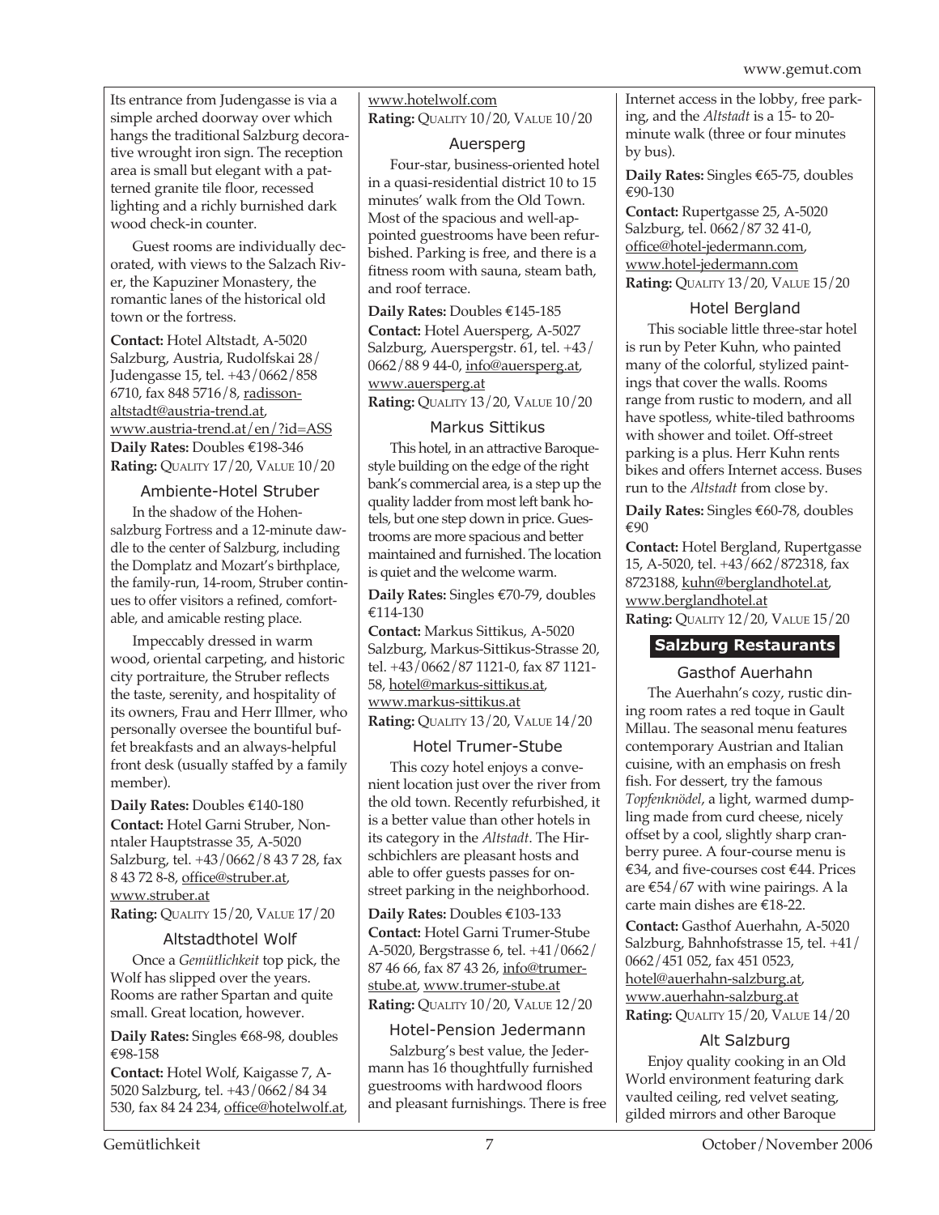Its entrance from Judengasse is via a simple arched doorway over which hangs the traditional Salzburg decorative wrought iron sign. The reception area is small but elegant with a patterned granite tile floor, recessed lighting and a richly burnished dark wood check-in counter.

Guest rooms are individually decorated, with views to the Salzach River, the Kapuziner Monastery, the romantic lanes of the historical old town or the fortress.

**Contact:** Hotel Altstadt, A-5020 Salzburg, Austria, Rudolfskai 28/ Judengasse 15, tel. +43/0662/858 6710, fax 848 5716/8, radisson-altstadt@austria-trend.at, www.austria-trend.at/en/?id=ASS
**Daily Rates:** Doubles €198-346
**Rating:** Quality 17/20, Value 10/20

### Ambiente-Hotel Struber

In the shadow of the Hohensalzburg Fortress and a 12-minute dawdle to the center of Salzburg, including the Domplatz and Mozart's birthplace, the family-run, 14-room, Struber continues to offer visitors a refined, comfortable, and amicable resting place.

Impeccably dressed in warm wood, oriental carpeting, and historic city portraiture, the Struber reflects the taste, serenity, and hospitality of its owners, Frau and Herr Illmer, who personally oversee the bountiful buffet breakfasts and an always-helpful front desk (usually staffed by a family member).

**Daily Rates:** Doubles €140-180
**Contact:** Hotel Garni Struber, Nonntaler Hauptstrasse 35, A-5020 Salzburg, tel. +43/0662/8 43 7 28, fax 8 43 72 8-8, office@struber.at, www.struber.at
**Rating:** Quality 15/20, Value 17/20

### Altstadthotel Wolf

Once a *Gemütlichkeit* top pick, the Wolf has slipped over the years. Rooms are rather Spartan and quite small. Great location, however.

**Daily Rates:** Singles €68-98, doubles €98-158
**Contact:** Hotel Wolf, Kaigasse 7, A-5020 Salzburg, tel. +43/0662/84 34 530, fax 84 24 234, office@hotelwolf.at, www.hotelwolf.com
**Rating:** Quality 10/20, Value 10/20

### Auersperg

Four-star, business-oriented hotel in a quasi-residential district 10 to 15 minutes' walk from the Old Town. Most of the spacious and well-appointed guestrooms have been refurbished. Parking is free, and there is a fitness room with sauna, steam bath, and roof terrace.

**Daily Rates:** Doubles €145-185
**Contact:** Hotel Auersperg, A-5027 Salzburg, Auerspergstr. 61, tel. +43/ 0662/88 9 44-0, info@auersperg.at, www.auersperg.at
**Rating:** Quality 13/20, Value 10/20

### Markus Sittikus

This hotel, in an attractive Baroque-style building on the edge of the right bank's commercial area, is a step up the quality ladder from most left bank hotels, but one step down in price. Guestrooms are more spacious and better maintained and furnished. The location is quiet and the welcome warm.

**Daily Rates:** Singles €70-79, doubles €114-130
**Contact:** Markus Sittikus, A-5020 Salzburg, Markus-Sittikus-Strasse 20, tel. +43/0662/87 1121-0, fax 87 1121-58, hotel@markus-sittikus.at, www.markus-sittikus.at
**Rating:** Quality 13/20, Value 14/20

### Hotel Trumer-Stube

This cozy hotel enjoys a convenient location just over the river from the old town. Recently refurbished, it is a better value than other hotels in its category in the *Altstadt*. The Hirschbichlers are pleasant hosts and able to offer guests passes for on-street parking in the neighborhood.

**Daily Rates:** Doubles €103-133
**Contact:** Hotel Garni Trumer-Stube A-5020, Bergstrasse 6, tel. +41/0662/ 87 46 66, fax 87 43 26, info@trumer-stube.at, www.trumer-stube.at
**Rating:** Quality 10/20, Value 12/20

### Hotel-Pension Jedermann

Salzburg's best value, the Jedermann has 16 thoughtfully furnished guestrooms with hardwood floors and pleasant furnishings. There is free Internet access in the lobby, free parking, and the *Altstadt* is a 15- to 20-minute walk (three or four minutes by bus).

**Daily Rates:** Singles €65-75, doubles €90-130
**Contact:** Rupertgasse 25, A-5020 Salzburg, tel. 0662/87 32 41-0, office@hotel-jedermann.com, www.hotel-jedermann.com
**Rating:** Quality 13/20, Value 15/20

### Hotel Bergland

This sociable little three-star hotel is run by Peter Kuhn, who painted many of the colorful, stylized paintings that cover the walls. Rooms range from rustic to modern, and all have spotless, white-tiled bathrooms with shower and toilet. Off-street parking is a plus. Herr Kuhn rents bikes and offers Internet access. Buses run to the *Altstadt* from close by.

**Daily Rates:** Singles €60-78, doubles €90
**Contact:** Hotel Bergland, Rupertgasse 15, A-5020, tel. +43/662/872318, fax 8723188, kuhn@berglandhotel.at, www.berglandhotel.at
**Rating:** Quality 12/20, Value 15/20

## Salzburg Restaurants

### Gasthof Auerhahn

The Auerhahn's cozy, rustic dining room rates a red toque in Gault Millau. The seasonal menu features contemporary Austrian and Italian cuisine, with an emphasis on fresh fish. For dessert, try the famous *Topfenknödel*, a light, warmed dumpling made from curd cheese, nicely offset by a cool, slightly sharp cranberry puree. A four-course menu is €34, and five-courses cost €44. Prices are €54/67 with wine pairings. A la carte main dishes are €18-22.

**Contact:** Gasthof Auerhahn, A-5020 Salzburg, Bahnhofstrasse 15, tel. +41/ 0662/451 052, fax 451 0523, hotel@auerhahn-salzburg.at, www.auerhahn-salzburg.at
**Rating:** Quality 15/20, Value 14/20

### Alt Salzburg

Enjoy quality cooking in an Old World environment featuring dark vaulted ceiling, red velvet seating, gilded mirrors and other Baroque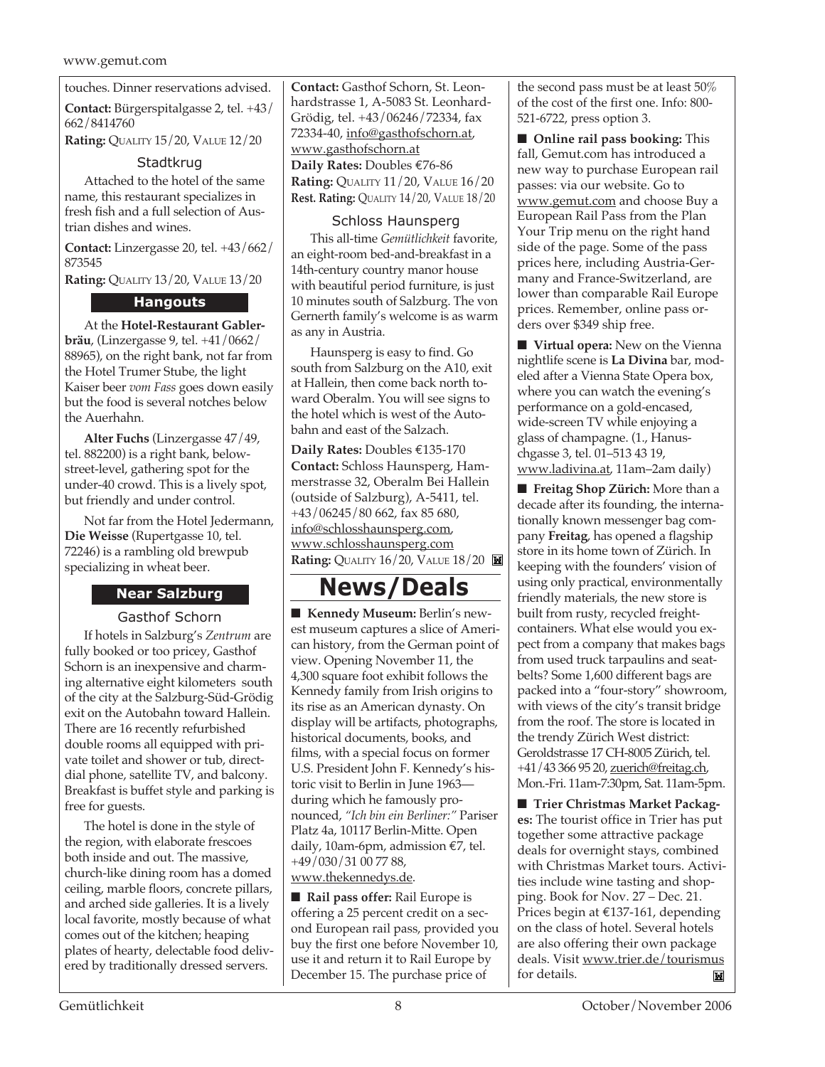touches. Dinner reservations advised.

**Contact:** Bürgerspitalgasse 2, tel. +43/662/8414760

**Rating:** QUALITY 15/20, VALUE 12/20

### Stadtkrug

Attached to the hotel of the same name, this restaurant specializes in fresh fish and a full selection of Austrian dishes and wines.

**Contact:** Linzergasse 20, tel. +43/662/873545

**Rating:** QUALITY 13/20, VALUE 13/20

## Hangouts

At the **Hotel-Restaurant Gablerbräu**, (Linzergasse 9, tel. +41/0662/88965), on the right bank, not far from the Hotel Trumer Stube, the light Kaiser beer *vom Fass* goes down easily but the food is several notches below the Auerhahn.

**Alter Fuchs** (Linzergasse 47/49, tel. 882200) is a right bank, below-street-level, gathering spot for the under-40 crowd. This is a lively spot, but friendly and under control.

Not far from the Hotel Jedermann, **Die Weisse** (Rupertgasse 10, tel. 72246) is a rambling old brewpub specializing in wheat beer.

## Near Salzburg

### Gasthof Schorn

If hotels in Salzburg's *Zentrum* are fully booked or too pricey, Gasthof Schorn is an inexpensive and charming alternative eight kilometers south of the city at the Salzburg-Süd-Grödig exit on the Autobahn toward Hallein. There are 16 recently refurbished double rooms all equipped with private toilet and shower or tub, direct-dial phone, satellite TV, and balcony. Breakfast is buffet style and parking is free for guests.

The hotel is done in the style of the region, with elaborate frescoes both inside and out. The massive, church-like dining room has a domed ceiling, marble floors, concrete pillars, and arched side galleries. It is a lively local favorite, mostly because of what comes out of the kitchen; heaping plates of hearty, delectable food delivered by traditionally dressed servers.

**Contact:** Gasthof Schorn, St. Leonhardstrasse 1, A-5083 St. Leonhard-Grödig, tel. +43/06246/72334, fax 72334-40, info@gasthofschorn.at, www.gasthofschorn.at

**Daily Rates:** Doubles €76-86

**Rating:** QUALITY 11/20, VALUE 16/20

**Rest. Rating:** QUALITY 14/20, VALUE 18/20

### Schloss Haunsperg

This all-time *Gemütlichkeit* favorite, an eight-room bed-and-breakfast in a 14th-century country manor house with beautiful period furniture, is just 10 minutes south of Salzburg. The von Gernerth family's welcome is as warm as any in Austria.

Haunsperg is easy to find. Go south from Salzburg on the A10, exit at Hallein, then come back north toward Oberalm. You will see signs to the hotel which is west of the Autobahn and east of the Salzach.

**Daily Rates:** Doubles €135-170

**Contact:** Schloss Haunsperg, Hammerstrasse 32, Oberalm Bei Hallein (outside of Salzburg), A-5411, tel. +43/06245/80 662, fax 85 680, info@schlosshaunsperg.com, www.schlosshaunsperg.com

**Rating:** QUALITY 16/20, VALUE 18/20

# News/Deals

■ **Kennedy Museum:** Berlin's newest museum captures a slice of American history, from the German point of view. Opening November 11, the 4,300 square foot exhibit follows the Kennedy family from Irish origins to its rise as an American dynasty. On display will be artifacts, photographs, historical documents, books, and films, with a special focus on former U.S. President John F. Kennedy's historic visit to Berlin in June 1963—during which he famously pronounced, *"Ich bin ein Berliner:"* Pariser Platz 4a, 10117 Berlin-Mitte. Open daily, 10am-6pm, admission €7, tel. +49/030/31 00 77 88, www.thekennedys.de.

■ **Rail pass offer:** Rail Europe is offering a 25 percent credit on a second European rail pass, provided you buy the first one before November 10, use it and return it to Rail Europe by December 15. The purchase price of the second pass must be at least 50% of the cost of the first one. Info: 800-521-6722, press option 3.

■ **Online rail pass booking:** This fall, Gemut.com has introduced a new way to purchase European rail passes: via our website. Go to www.gemut.com and choose Buy a European Rail Pass from the Plan Your Trip menu on the right hand side of the page. Some of the pass prices here, including Austria-Germany and France-Switzerland, are lower than comparable Rail Europe prices. Remember, online pass orders over $349 ship free.

■ **Virtual opera:** New on the Vienna nightlife scene is **La Divina** bar, modeled after a Vienna State Opera box, where you can watch the evening's performance on a gold-encased, wide-screen TV while enjoying a glass of champagne. (1., Hanuschgasse 3, tel. 01–513 43 19, www.ladivina.at, 11am–2am daily)

■ **Freitag Shop Zürich:** More than a decade after its founding, the internationally known messenger bag company **Freitag**, has opened a flagship store in its home town of Zürich. In keeping with the founders' vision of using only practical, environmentally friendly materials, the new store is built from rusty, recycled freight-containers. What else would you expect from a company that makes bags from used truck tarpaulins and seatbelts? Some 1,600 different bags are packed into a "four-story" showroom, with views of the city's transit bridge from the roof. The store is located in the trendy Zürich West district: Geroldstrasse 17 CH-8005 Zürich, tel. +41/43 366 95 20, zuerich@freitag.ch, Mon.-Fri. 11am-7:30pm, Sat. 11am-5pm.

■ **Trier Christmas Market Packages:** The tourist office in Trier has put together some attractive package deals for overnight stays, combined with Christmas Market tours. Activities include wine tasting and shopping. Book for Nov. 27 – Dec. 21. Prices begin at €137-161, depending on the class of hotel. Several hotels are also offering their own package deals. Visit www.trier.de/tourismus for details.